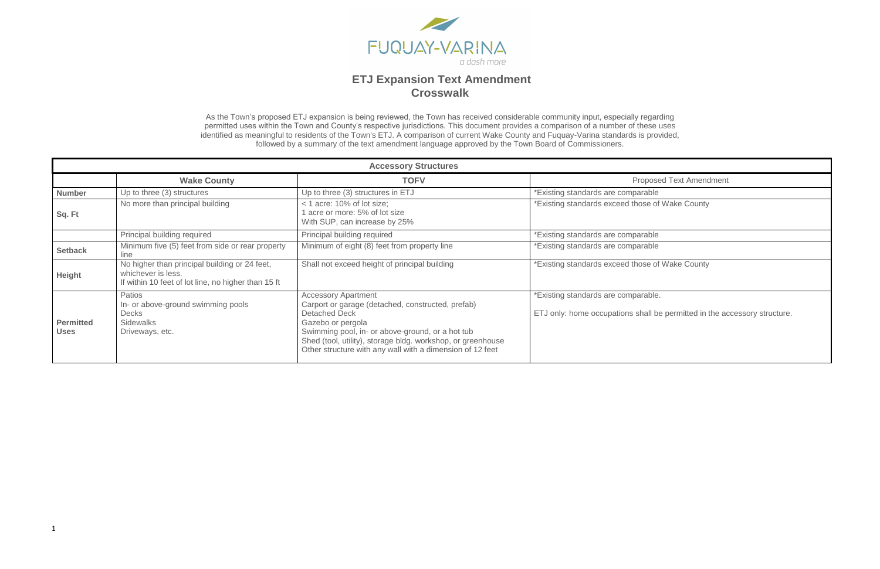# ETJ Expansion Text Amendment Crosswalk

As the Town's proposed ETJ expansion is being reviewed, the Town has received considerable community input, especially regarding permitted uses within the Town and County's respective jurisdictions. This document provides a comparison of a number of these uses identified as meaningful to residents of the Town's ETJ. A comparison of current Wake County and Fuquay-Varina standards is provided, followed by a summary of the text amendment language approved by the Town Board of Commissioners.

| Accessory Structures | | | |
|---|---|---|---|
| | **Wake County** | **TOFV** | Proposed Text Amendment |
| **Number** | Up to three (3) structures | Up to three (3) structures in ETJ | *Existing standards are comparable |
| **Sq. Ft** | No more than principal building | < 1 acre: 10% of lot size;<br>1 acre or more: 5% of lot size<br>With SUP, can increase by 25% | *Existing standards exceed those of Wake County |
| | Principal building required | Principal building required | *Existing standards are comparable |
| **Setback** | Minimum five (5) feet from side or rear property line | Minimum of eight (8) feet from property line | *Existing standards are comparable |
| **Height** | No higher than principal building or 24 feet, whichever is less.<br>If within 10 feet of lot line, no higher than 15 ft | Shall not exceed height of principal building | *Existing standards exceed those of Wake County |
| **Permitted Uses** | Patios<br>In- or above-ground swimming pools<br>Decks<br>Sidewalks<br>Driveways, etc. | Accessory Apartment<br>Carport or garage (detached, constructed, prefab)<br>Detached Deck<br>Gazebo or pergola<br>Swimming pool, in- or above-ground, or a hot tub<br>Shed (tool, utility), storage bldg. workshop, or greenhouse<br>Other structure with any wall with a dimension of 12 feet | *Existing standards are comparable.<br><br>ETJ only: home occupations shall be permitted in the accessory structure. |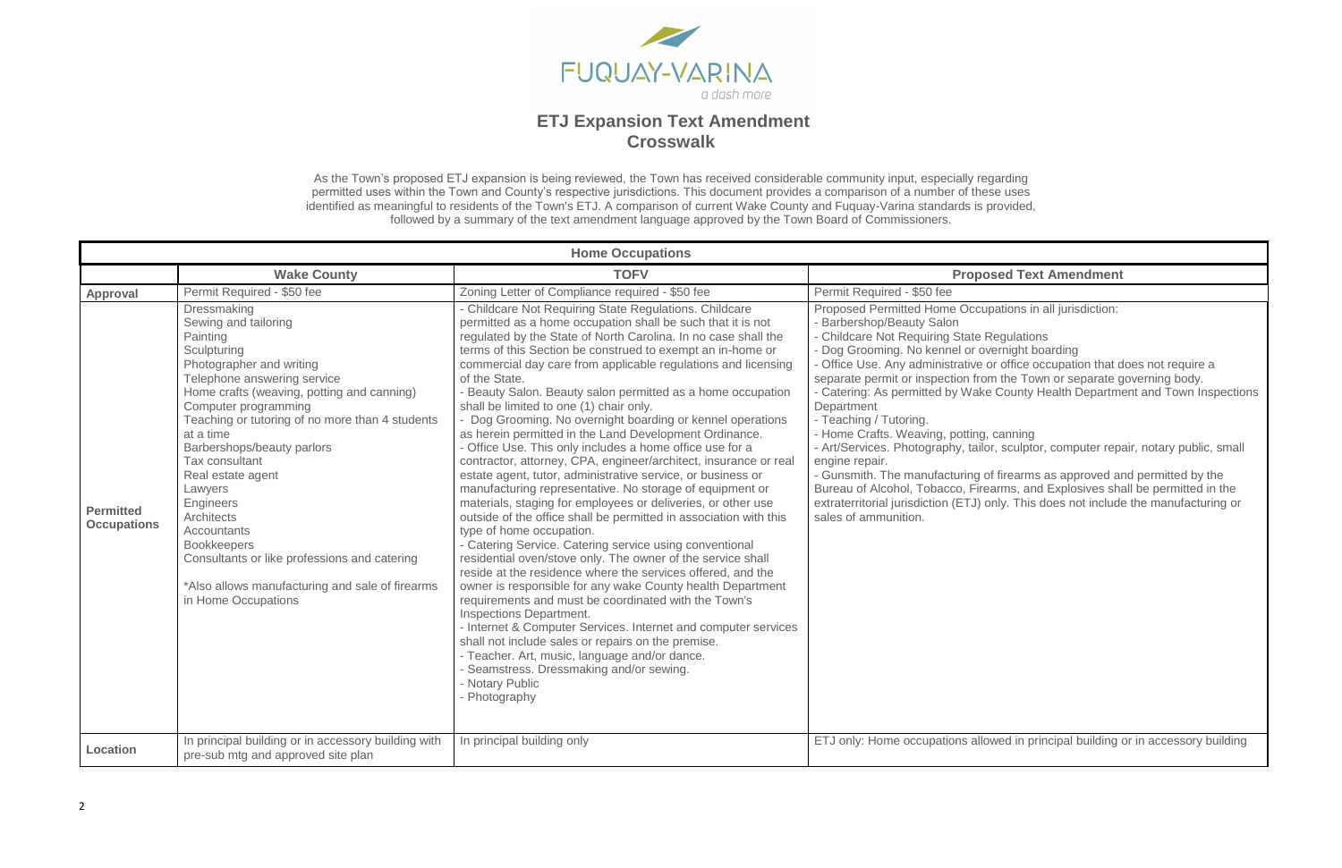FUQUAY-VARINA

*a dash more*

# ETJ Expansion Text Amendment Crosswalk

As the Town's proposed ETJ expansion is being reviewed, the Town has received considerable community input, especially regarding permitted uses within the Town and County's respective jurisdictions. This document provides a comparison of a number of these uses identified as meaningful to residents of the Town's ETJ. A comparison of current Wake County and Fuquay-Varina standards is provided, followed by a summary of the text amendment language approved by the Town Board of Commissioners.

| Home Occupations | | | |
|---|---|---|---|
| | **Wake County** | **TOFV** | **Proposed Text Amendment** |
| **Approval** | Permit Required - $50 fee | Zoning Letter of Compliance required - $50 fee | Permit Required - $50 fee |
| **Permitted Occupations** | Dressmaking<br>Sewing and tailoring<br>Painting<br>Sculpturing<br>Photographer and writing<br>Telephone answering service<br>Home crafts (weaving, potting and canning)<br>Computer programming<br>Teaching or tutoring of no more than 4 students at a time<br>Barbershops/beauty parlors<br>Tax consultant<br>Real estate agent<br>Lawyers<br>Engineers<br>Architects<br>Accountants<br>Bookkeepers<br>Consultants or like professions and catering<br><br>*Also allows manufacturing and sale of firearms in Home Occupations | - Childcare Not Requiring State Regulations. Childcare permitted as a home occupation shall be such that it is not regulated by the State of North Carolina. In no case shall the terms of this Section be construed to exempt an in-home or commercial day care from applicable regulations and licensing of the State.<br>- Beauty Salon. Beauty salon permitted as a home occupation shall be limited to one (1) chair only.<br>- Dog Grooming. No overnight boarding or kennel operations as herein permitted in the Land Development Ordinance.<br>- Office Use. This only includes a home office use for a contractor, attorney, CPA, engineer/architect, insurance or real estate agent, tutor, administrative service, or business or manufacturing representative. No storage of equipment or materials, staging for employees or deliveries, or other use outside of the office shall be permitted in association with this type of home occupation.<br>- Catering Service. Catering service using conventional residential oven/stove only. The owner of the service shall reside at the residence where the services offered, and the owner is responsible for any wake County health Department requirements and must be coordinated with the Town's Inspections Department.<br>- Internet & Computer Services. Internet and computer services shall not include sales or repairs on the premise.<br>- Teacher. Art, music, language and/or dance.<br>- Seamstress. Dressmaking and/or sewing.<br>- Notary Public<br>- Photography | Proposed Permitted Home Occupations in all jurisdiction:<br>- Barbershop/Beauty Salon<br>- Childcare Not Requiring State Regulations<br>- Dog Grooming. No kennel or overnight boarding<br>- Office Use. Any administrative or office occupation that does not require a separate permit or inspection from the Town or separate governing body.<br>- Catering: As permitted by Wake County Health Department and Town Inspections Department<br>- Teaching / Tutoring.<br>- Home Crafts. Weaving, potting, canning<br>- Art/Services. Photography, tailor, sculptor, computer repair, notary public, small engine repair.<br>- Gunsmith. The manufacturing of firearms as approved and permitted by the Bureau of Alcohol, Tobacco, Firearms, and Explosives shall be permitted in the extraterritorial jurisdiction (ETJ) only. This does not include the manufacturing or sales of ammunition. |
| **Location** | In principal building or in accessory building with pre-sub mtg and approved site plan | In principal building only | ETJ only: Home occupations allowed in principal building or in accessory building |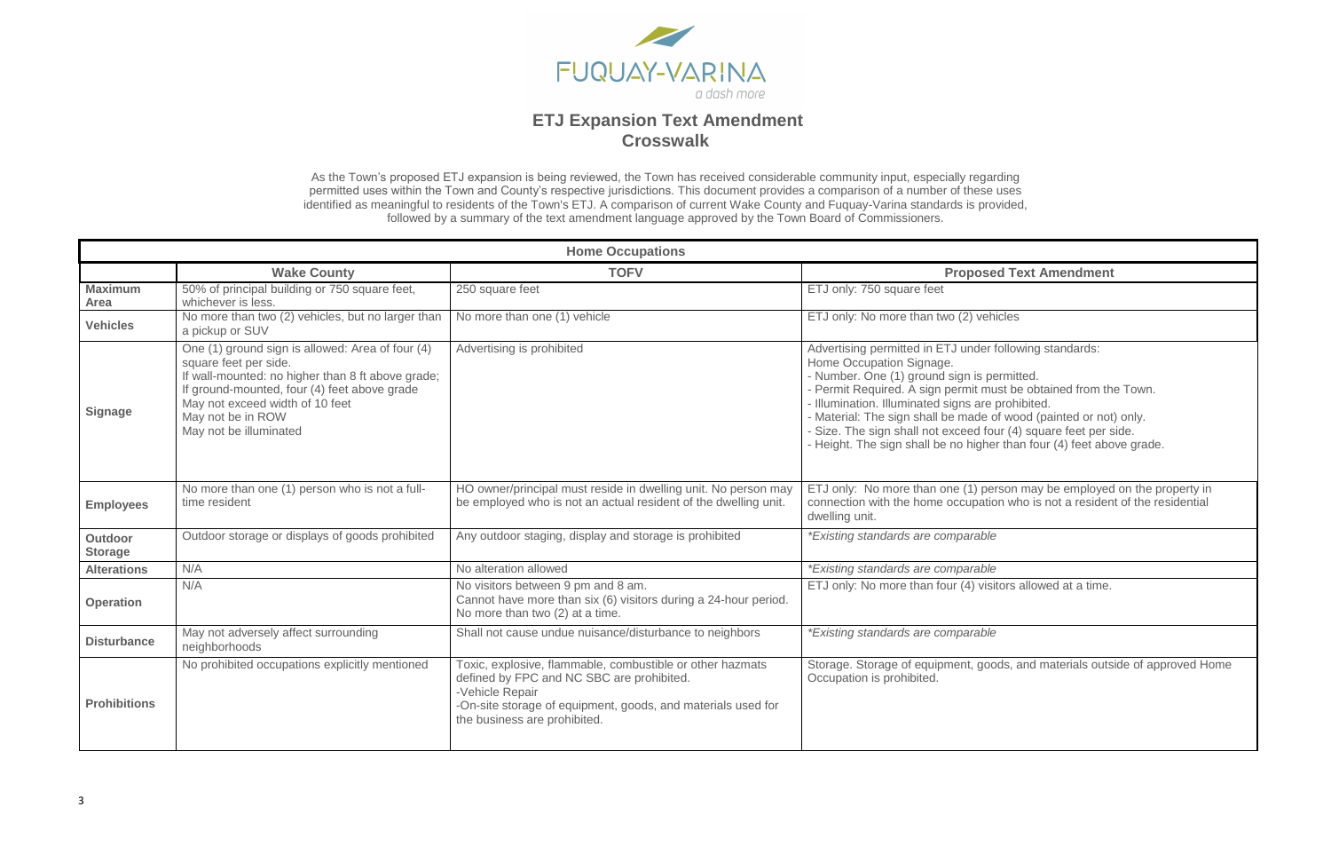# ETJ Expansion Text Amendment
## Crosswalk

As the Town's proposed ETJ expansion is being reviewed, the Town has received considerable community input, especially regarding permitted uses within the Town and County's respective jurisdictions. This document provides a comparison of a number of these uses identified as meaningful to residents of the Town's ETJ. A comparison of current Wake County and Fuquay-Varina standards is provided, followed by a summary of the text amendment language approved by the Town Board of Commissioners.

| **Home Occupations** | | | |
|---|---|---|---|
| | **Wake County** | **TOFV** | **Proposed Text Amendment** |
| **Maximum Area** | 50% of principal building or 750 square feet, whichever is less. | 250 square feet | ETJ only: 750 square feet |
| **Vehicles** | No more than two (2) vehicles, but no larger than a pickup or SUV | No more than one (1) vehicle | ETJ only: No more than two (2) vehicles |
| **Signage** | One (1) ground sign is allowed: Area of four (4) square feet per side.<br>If wall-mounted: no higher than 8 ft above grade;<br>If ground-mounted, four (4) feet above grade<br>May not exceed width of 10 feet<br>May not be in ROW<br>May not be illuminated | Advertising is prohibited | Advertising permitted in ETJ under following standards:<br>Home Occupation Signage.<br>- Number. One (1) ground sign is permitted.<br>- Permit Required. A sign permit must be obtained from the Town.<br>- Illumination. Illuminated signs are prohibited.<br>- Material: The sign shall be made of wood (painted or not) only.<br>- Size. The sign shall not exceed four (4) square feet per side.<br>- Height. The sign shall be no higher than four (4) feet above grade. |
| **Employees** | No more than one (1) person who is not a full-time resident | HO owner/principal must reside in dwelling unit. No person may be employed who is not an actual resident of the dwelling unit. | ETJ only: No more than one (1) person may be employed on the property in connection with the home occupation who is not a resident of the residential dwelling unit. |
| **Outdoor Storage** | Outdoor storage or displays of goods prohibited | Any outdoor staging, display and storage is prohibited | *\*Existing standards are comparable* |
| **Alterations** | N/A | No alteration allowed | *\*Existing standards are comparable* |
| **Operation** | N/A | No visitors between 9 pm and 8 am.<br>Cannot have more than six (6) visitors during a 24-hour period.<br>No more than two (2) at a time. | ETJ only: No more than four (4) visitors allowed at a time. |
| **Disturbance** | May not adversely affect surrounding neighborhoods | Shall not cause undue nuisance/disturbance to neighbors | *\*Existing standards are comparable* |
| **Prohibitions** | No prohibited occupations explicitly mentioned | Toxic, explosive, flammable, combustible or other hazmats defined by FPC and NC SBC are prohibited.<br>-Vehicle Repair<br>-On-site storage of equipment, goods, and materials used for the business are prohibited. | Storage. Storage of equipment, goods, and materials outside of approved Home Occupation is prohibited. |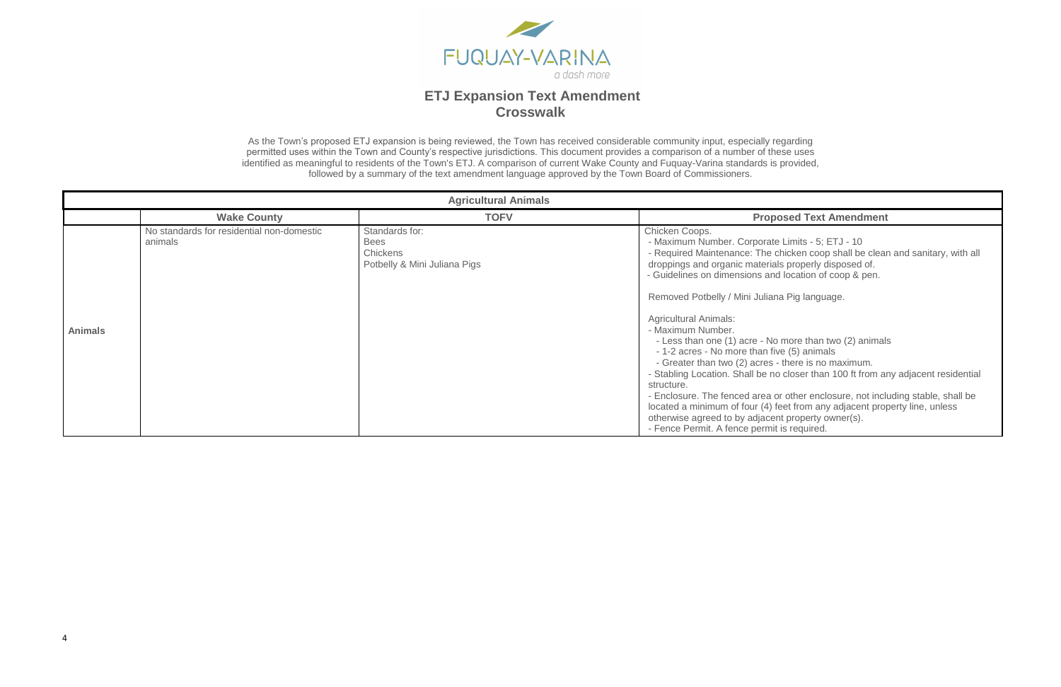FUQUAY-VARINA

*a dash more*

## ETJ Expansion Text Amendment
## Crosswalk

As the Town's proposed ETJ expansion is being reviewed, the Town has received considerable community input, especially regarding permitted uses within the Town and County's respective jurisdictions. This document provides a comparison of a number of these uses identified as meaningful to residents of the Town's ETJ. A comparison of current Wake County and Fuquay-Varina standards is provided, followed by a summary of the text amendment language approved by the Town Board of Commissioners.

| Agricultural Animals | | | |
|---|---|---|---|
| | **Wake County** | **TOFV** | **Proposed Text Amendment** |
| **Animals** | No standards for residential non-domestic animals | Standards for:<br>Bees<br>Chickens<br>Potbelly & Mini Juliana Pigs | Chicken Coops.<br>- Maximum Number. Corporate Limits - 5; ETJ - 10<br>- Required Maintenance: The chicken coop shall be clean and sanitary, with all droppings and organic materials properly disposed of.<br>- Guidelines on dimensions and location of coop & pen.<br><br>Removed Potbelly / Mini Juliana Pig language.<br><br>Agricultural Animals:<br>- Maximum Number.<br>- Less than one (1) acre - No more than two (2) animals<br>- 1-2 acres - No more than five (5) animals<br>- Greater than two (2) acres - there is no maximum.<br>- Stabling Location. Shall be no closer than 100 ft from any adjacent residential structure.<br>- Enclosure. The fenced area or other enclosure, not including stable, shall be located a minimum of four (4) feet from any adjacent property line, unless otherwise agreed to by adjacent property owner(s).<br>- Fence Permit. A fence permit is required. |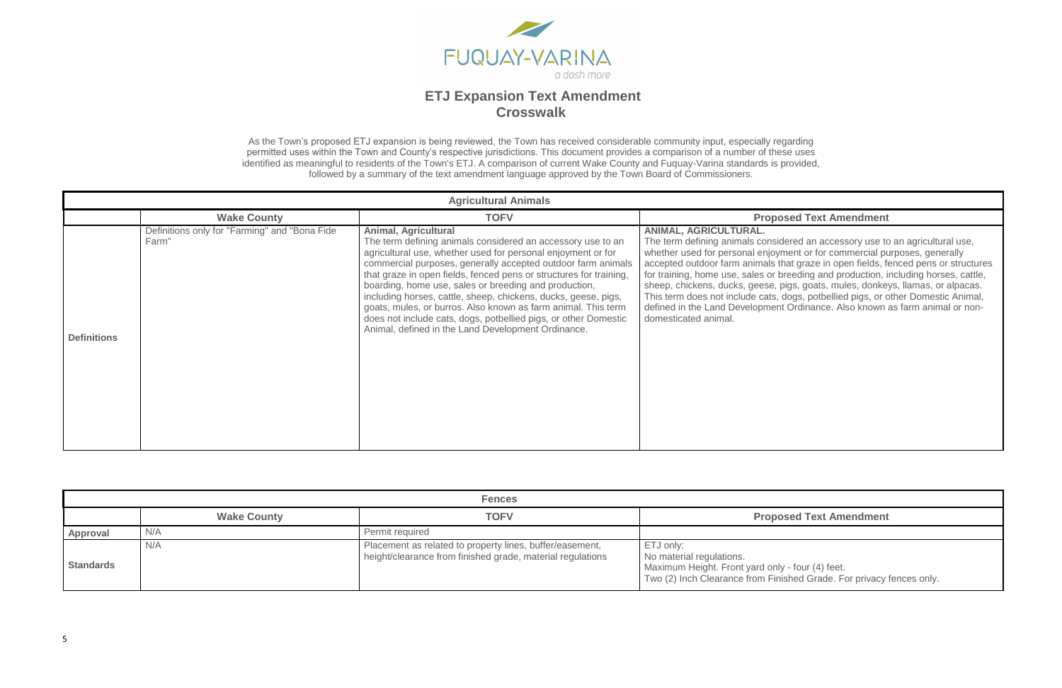# ETJ Expansion Text Amendment
## Crosswalk

As the Town's proposed ETJ expansion is being reviewed, the Town has received considerable community input, especially regarding permitted uses within the Town and County's respective jurisdictions. This document provides a comparison of a number of these uses identified as meaningful to residents of the Town's ETJ. A comparison of current Wake County and Fuquay-Varina standards is provided, followed by a summary of the text amendment language approved by the Town Board of Commissioners.

**Agricultural Animals**

| | Wake County | TOFV | Proposed Text Amendment |
|---|---|---|---|
| **Definitions** | Definitions only for "Farming" and "Bona Fide Farm" | **Animal, Agricultural** The term defining animals considered an accessory use to an agricultural use, whether used for personal enjoyment or for commercial purposes, generally accepted outdoor farm animals that graze in open fields, fenced pens or structures for training, boarding, home use, sales or breeding and production, including horses, cattle, sheep, chickens, ducks, geese, pigs, goats, mules, or burros. Also known as farm animal. This term does not include cats, dogs, potbellied pigs, or other Domestic Animal, defined in the Land Development Ordinance. | **ANIMAL, AGRICULTURAL.** The term defining animals considered an accessory use to an agricultural use, whether used for personal enjoyment or for commercial purposes, generally accepted outdoor farm animals that graze in open fields, fenced pens or structures for training, home use, sales or breeding and production, including horses, cattle, sheep, chickens, ducks, geese, pigs, goats, mules, donkeys, llamas, or alpacas. This term does not include cats, dogs, potbellied pigs, or other Domestic Animal, defined in the Land Development Ordinance. Also known as farm animal or non-domesticated animal. |

**Fences**

| | Wake County | TOFV | Proposed Text Amendment |
|---|---|---|---|
| **Approval** | N/A | Permit required | |
| **Standards** | N/A | Placement as related to property lines, buffer/easement, height/clearance from finished grade, material regulations | ETJ only:<br>No material regulations.<br>Maximum Height. Front yard only - four (4) feet.<br>Two (2) Inch Clearance from Finished Grade. For privacy fences only. |